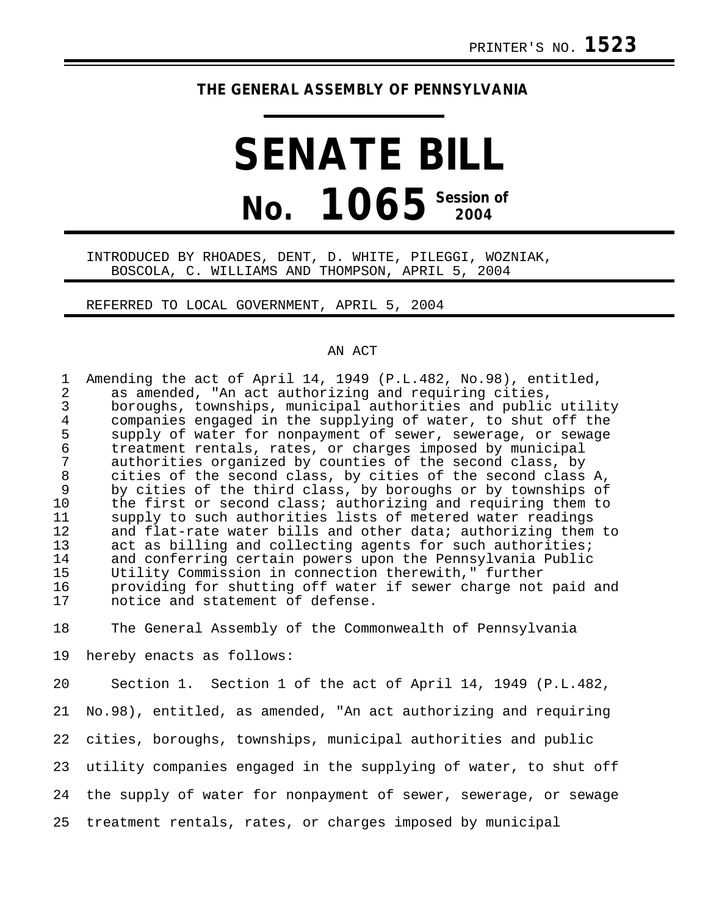PRINTER'S NO. **1523**

**THE GENERAL ASSEMBLY OF PENNSYLVANIA**

# SENATE BILL

# No. 1065 Session of 2004

INTRODUCED BY RHOADES, DENT, D. WHITE, PILEGGI, WOZNIAK, BOSCOLA, C. WILLIAMS AND THOMPSON, APRIL 5, 2004

REFERRED TO LOCAL GOVERNMENT, APRIL 5, 2004

AN ACT

Amending the act of April 14, 1949 (P.L.482, No.98), entitled, as amended, "An act authorizing and requiring cities, boroughs, townships, municipal authorities and public utility companies engaged in the supplying of water, to shut off the supply of water for nonpayment of sewer, sewerage, or sewage treatment rentals, rates, or charges imposed by municipal authorities organized by counties of the second class, by cities of the second class, by cities of the second class A, by cities of the third class, by boroughs or by townships of the first or second class; authorizing and requiring them to supply to such authorities lists of metered water readings and flat-rate water bills and other data; authorizing them to act as billing and collecting agents for such authorities; and conferring certain powers upon the Pennsylvania Public Utility Commission in connection therewith," further providing for shutting off water if sewer charge not paid and notice and statement of defense.

The General Assembly of the Commonwealth of Pennsylvania hereby enacts as follows:

Section 1. Section 1 of the act of April 14, 1949 (P.L.482, No.98), entitled, as amended, "An act authorizing and requiring cities, boroughs, townships, municipal authorities and public utility companies engaged in the supplying of water, to shut off the supply of water for nonpayment of sewer, sewerage, or sewage treatment rentals, rates, or charges imposed by municipal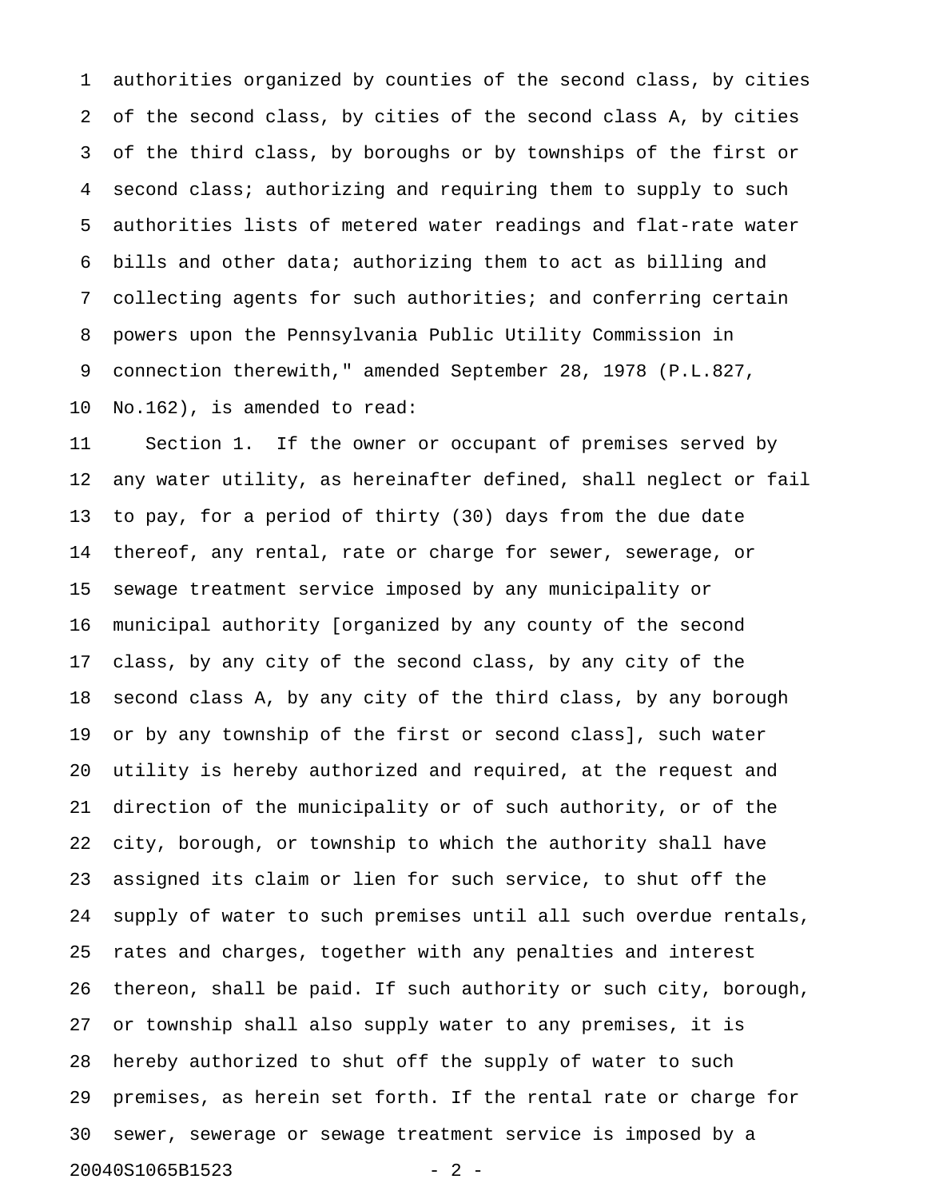authorities organized by counties of the second class, by cities of the second class, by cities of the second class A, by cities of the third class, by boroughs or by townships of the first or second class; authorizing and requiring them to supply to such authorities lists of metered water readings and flat-rate water bills and other data; authorizing them to act as billing and collecting agents for such authorities; and conferring certain powers upon the Pennsylvania Public Utility Commission in connection therewith," amended September 28, 1978 (P.L.827, No.162), is amended to read:

Section 1. If the owner or occupant of premises served by any water utility, as hereinafter defined, shall neglect or fail to pay, for a period of thirty (30) days from the due date thereof, any rental, rate or charge for sewer, sewerage, or sewage treatment service imposed by any municipality or municipal authority [organized by any county of the second class, by any city of the second class, by any city of the second class A, by any city of the third class, by any borough or by any township of the first or second class], such water utility is hereby authorized and required, at the request and direction of the municipality or of such authority, or of the city, borough, or township to which the authority shall have assigned its claim or lien for such service, to shut off the supply of water to such premises until all such overdue rentals, rates and charges, together with any penalties and interest thereon, shall be paid. If such authority or such city, borough, or township shall also supply water to any premises, it is hereby authorized to shut off the supply of water to such premises, as herein set forth. If the rental rate or charge for sewer, sewerage or sewage treatment service is imposed by a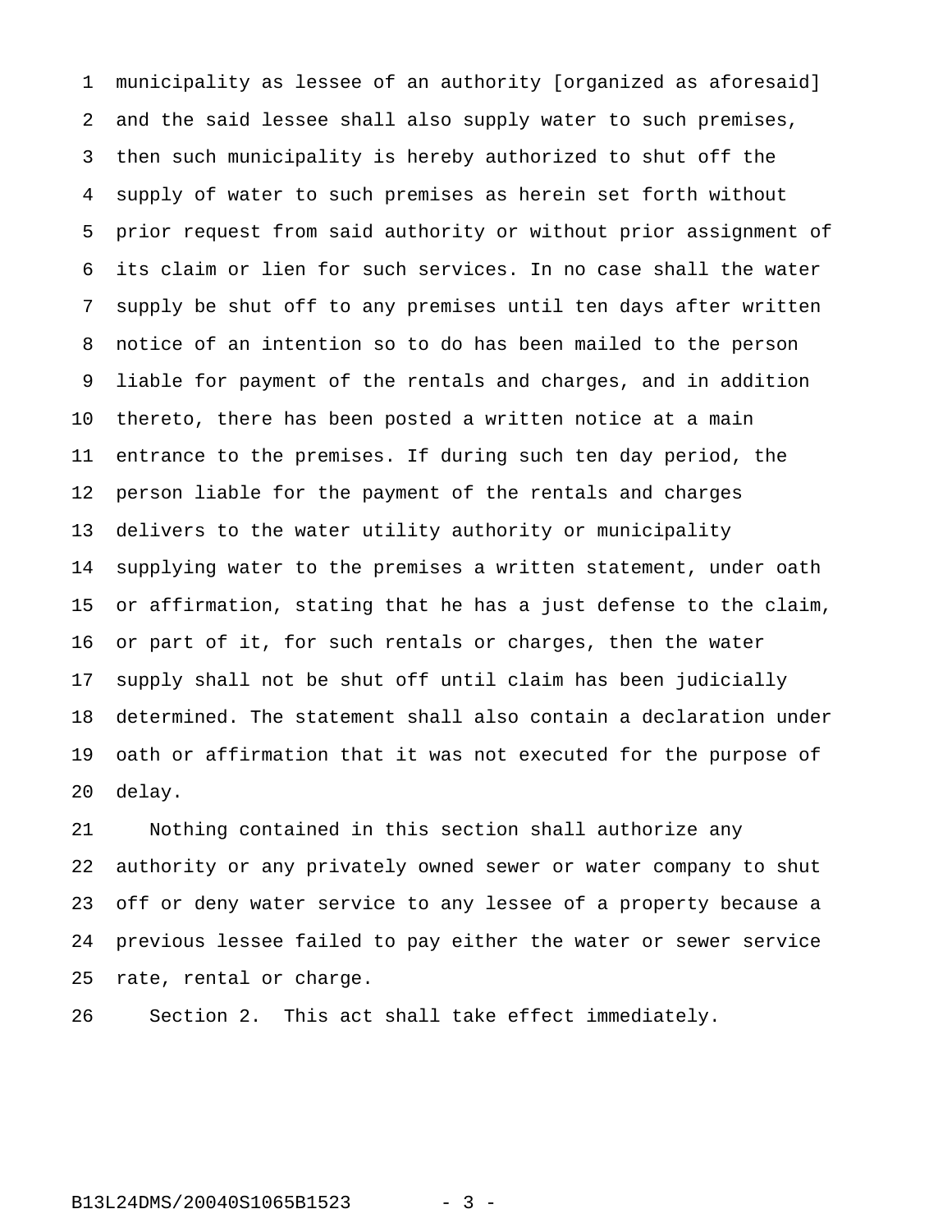municipality as lessee of an authority [organized as aforesaid] and the said lessee shall also supply water to such premises, then such municipality is hereby authorized to shut off the supply of water to such premises as herein set forth without prior request from said authority or without prior assignment of its claim or lien for such services. In no case shall the water supply be shut off to any premises until ten days after written notice of an intention so to do has been mailed to the person liable for payment of the rentals and charges, and in addition thereto, there has been posted a written notice at a main entrance to the premises. If during such ten day period, the person liable for the payment of the rentals and charges delivers to the water utility authority or municipality supplying water to the premises a written statement, under oath or affirmation, stating that he has a just defense to the claim, or part of it, for such rentals or charges, then the water supply shall not be shut off until claim has been judicially determined. The statement shall also contain a declaration under oath or affirmation that it was not executed for the purpose of delay.

Nothing contained in this section shall authorize any authority or any privately owned sewer or water company to shut off or deny water service to any lessee of a property because a previous lessee failed to pay either the water or sewer service rate, rental or charge.

Section 2. This act shall take effect immediately.